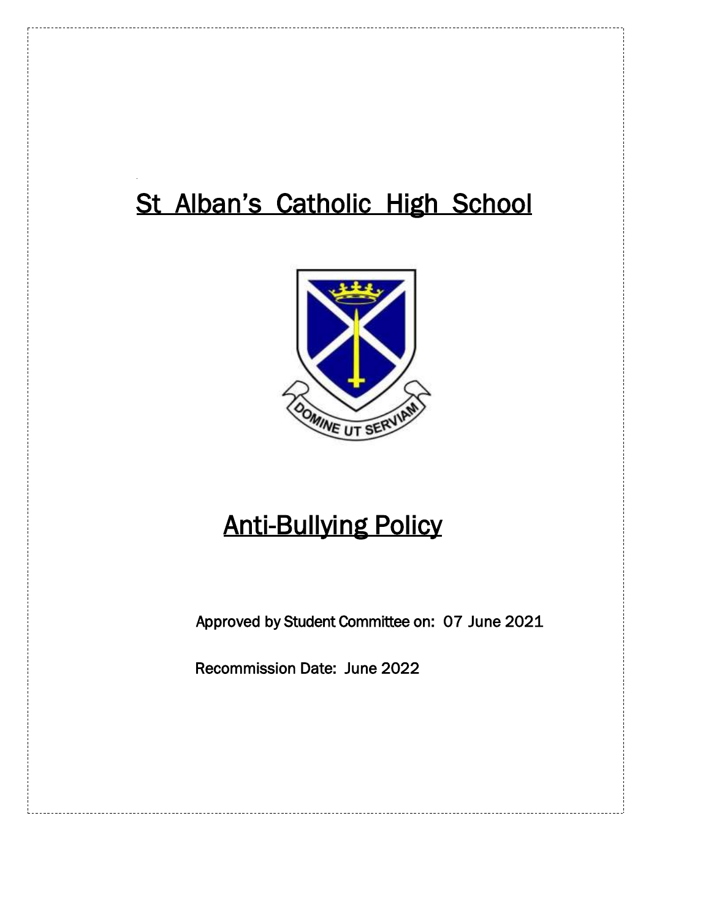# St Alban's Catholic High School

DOMINE UT SERVIAM

## Anti-Bullying Policy

Approved by Student Committee on: 07 June 2021

Recommission Date: June 2022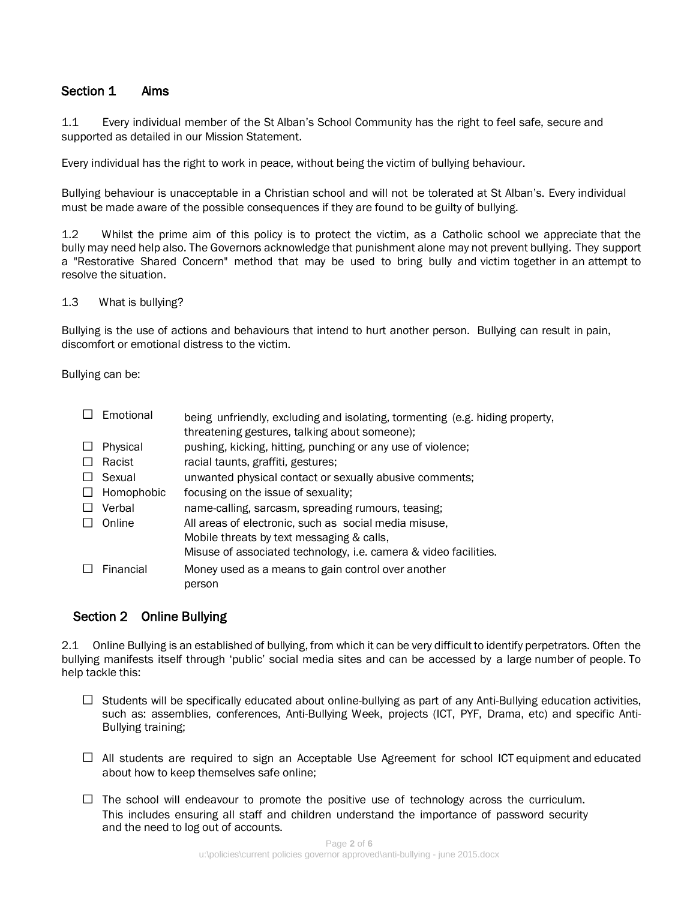## Section 1 Aims

1.1 Every individual member of the St Alban's School Community has the right to feel safe, secure and supported as detailed in our Mission Statement.

Every individual has the right to work in peace, without being the victim of bullying behaviour.

Bullying behaviour is unacceptable in a Christian school and will not be tolerated at St Alban's. Every individual must be made aware of the possible consequences if they are found to be guilty of bullying.

1.2 Whilst the prime aim of this policy is to protect the victim, as a Catholic school we appreciate that the bully may need help also. The Governors acknowledge that punishment alone may not prevent bullying. They support a "Restorative Shared Concern" method that may be used to bring bully and victim together in an attempt to resolve the situation.

1.3 What is bullying?

Bullying is the use of actions and behaviours that intend to hurt another person. Bullying can result in pain, discomfort or emotional distress to the victim.

Bullying can be:

- ☐ Emotional — being unfriendly, excluding and isolating, tormenting (e.g. hiding property, threatening gestures, talking about someone);
- ☐ Physical — pushing, kicking, hitting, punching or any use of violence;
- ☐ Racist — racial taunts, graffiti, gestures;
- ☐ Sexual — unwanted physical contact or sexually abusive comments;
- ☐ Homophobic — focusing on the issue of sexuality;
- ☐ Verbal — name-calling, sarcasm, spreading rumours, teasing;
- ☐ Online — All areas of electronic, such as social media misuse, Mobile threats by text messaging & calls, Misuse of associated technology, i.e. camera & video facilities.
- ☐ Financial — Money used as a means to gain control over another person

## Section 2 Online Bullying

2.1 Online Bullying is an established of bullying, from which it can be very difficult to identify perpetrators. Often the bullying manifests itself through 'public' social media sites and can be accessed by a large number of people. To help tackle this:

- ☐ Students will be specifically educated about online-bullying as part of any Anti-Bullying education activities, such as: assemblies, conferences, Anti-Bullying Week, projects (ICT, PYF, Drama, etc) and specific Anti-Bullying training;

- ☐ All students are required to sign an Acceptable Use Agreement for school ICT equipment and educated about how to keep themselves safe online;

- ☐ The school will endeavour to promote the positive use of technology across the curriculum. This includes ensuring all staff and children understand the importance of password security and the need to log out of accounts.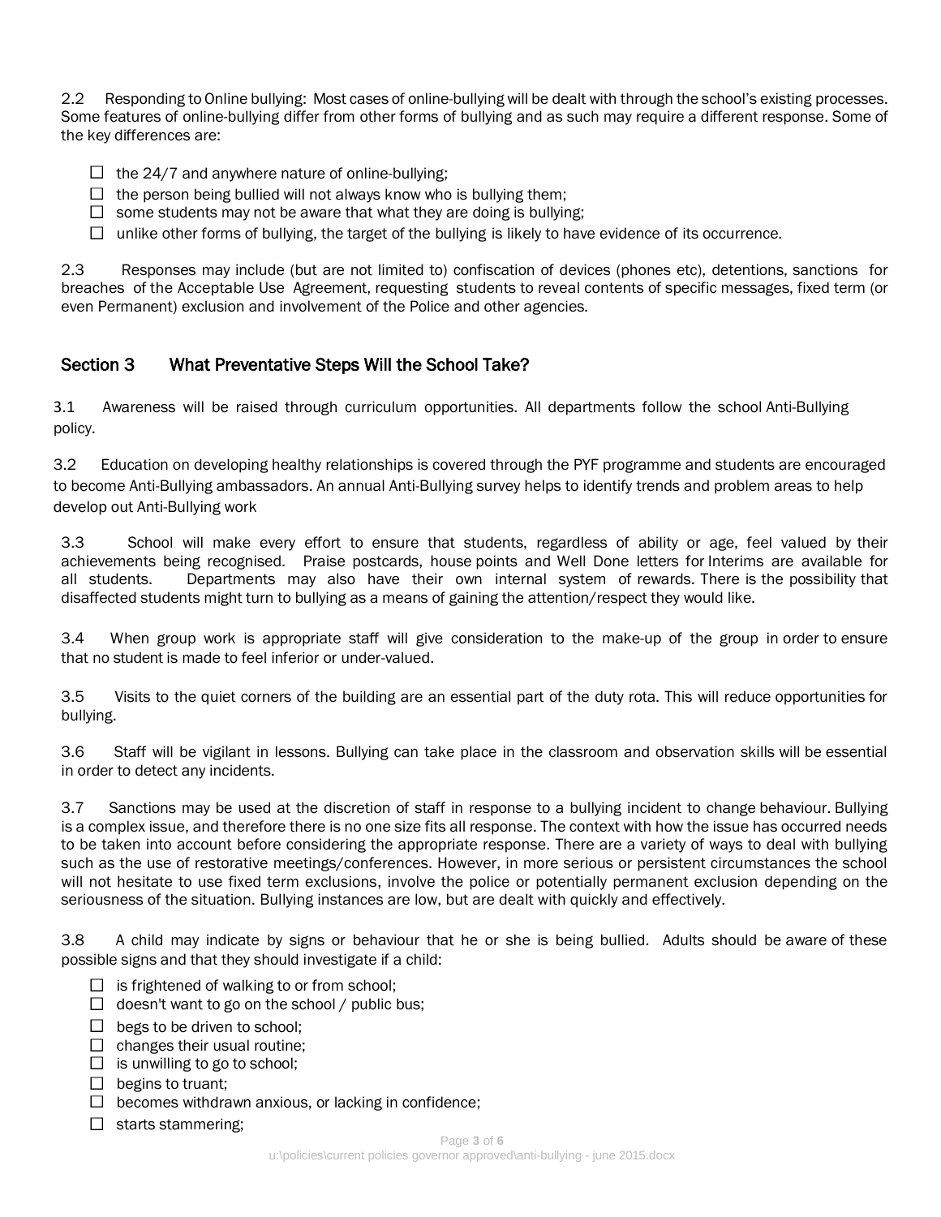2.2 Responding to Online bullying: Most cases of online-bullying will be dealt with through the school's existing processes. Some features of online-bullying differ from other forms of bullying and as such may require a different response. Some of the key differences are:

- ☐ the 24/7 and anywhere nature of online-bullying;
- ☐ the person being bullied will not always know who is bullying them;
- ☐ some students may not be aware that what they are doing is bullying;
- ☐ unlike other forms of bullying, the target of the bullying is likely to have evidence of its occurrence.

2.3 Responses may include (but are not limited to) confiscation of devices (phones etc), detentions, sanctions for breaches of the Acceptable Use Agreement, requesting students to reveal contents of specific messages, fixed term (or even Permanent) exclusion and involvement of the Police and other agencies.

## Section 3 What Preventative Steps Will the School Take?

3.1 Awareness will be raised through curriculum opportunities. All departments follow the school Anti-Bullying policy.

3.2 Education on developing healthy relationships is covered through the PYF programme and students are encouraged to become Anti-Bullying ambassadors. An annual Anti-Bullying survey helps to identify trends and problem areas to help develop out Anti-Bullying work

3.3 School will make every effort to ensure that students, regardless of ability or age, feel valued by their achievements being recognised. Praise postcards, house points and Well Done letters for Interims are available for all students. Departments may also have their own internal system of rewards. There is the possibility that disaffected students might turn to bullying as a means of gaining the attention/respect they would like.

3.4 When group work is appropriate staff will give consideration to the make-up of the group in order to ensure that no student is made to feel inferior or under-valued.

3.5 Visits to the quiet corners of the building are an essential part of the duty rota. This will reduce opportunities for bullying.

3.6 Staff will be vigilant in lessons. Bullying can take place in the classroom and observation skills will be essential in order to detect any incidents.

3.7 Sanctions may be used at the discretion of staff in response to a bullying incident to change behaviour. Bullying is a complex issue, and therefore there is no one size fits all response. The context with how the issue has occurred needs to be taken into account before considering the appropriate response. There are a variety of ways to deal with bullying such as the use of restorative meetings/conferences. However, in more serious or persistent circumstances the school will not hesitate to use fixed term exclusions, involve the police or potentially permanent exclusion depending on the seriousness of the situation. Bullying instances are low, but are dealt with quickly and effectively.

3.8 A child may indicate by signs or behaviour that he or she is being bullied. Adults should be aware of these possible signs and that they should investigate if a child:

- ☐ is frightened of walking to or from school;
- ☐ doesn't want to go on the school / public bus;
- ☐ begs to be driven to school;
- ☐ changes their usual routine;
- ☐ is unwilling to go to school;
- ☐ begins to truant;
- ☐ becomes withdrawn anxious, or lacking in confidence;
- ☐ starts stammering;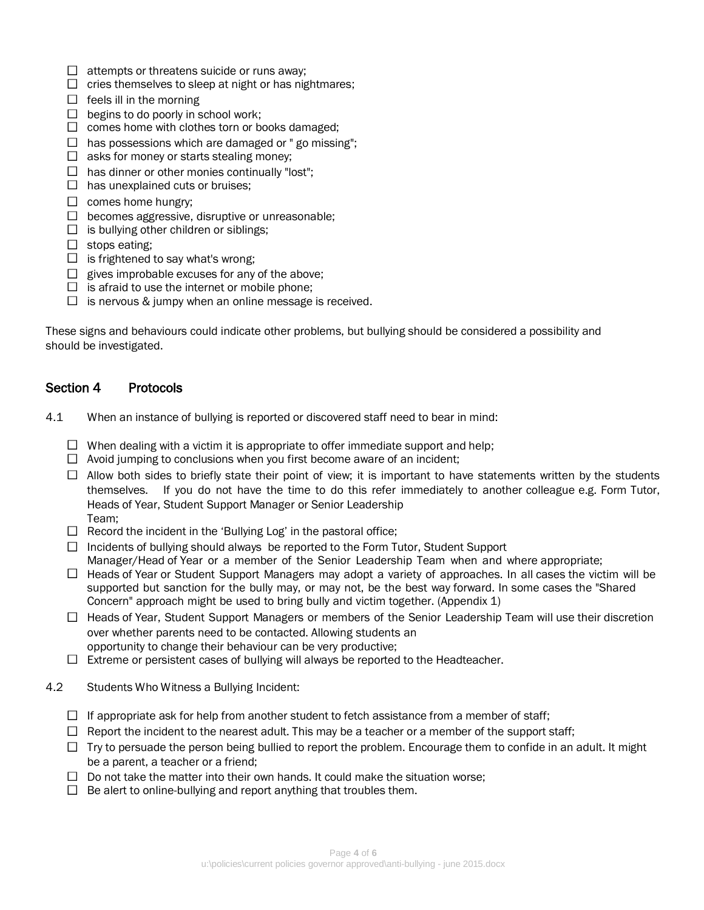- ☐ attempts or threatens suicide or runs away;
- ☐ cries themselves to sleep at night or has nightmares;
- ☐ feels ill in the morning
- ☐ begins to do poorly in school work;
- ☐ comes home with clothes torn or books damaged;
- ☐ has possessions which are damaged or " go missing";
- ☐ asks for money or starts stealing money;
- ☐ has dinner or other monies continually "lost";
- ☐ has unexplained cuts or bruises;
- ☐ comes home hungry;
- ☐ becomes aggressive, disruptive or unreasonable;
- ☐ is bullying other children or siblings;
- ☐ stops eating;
- ☐ is frightened to say what's wrong;
- ☐ gives improbable excuses for any of the above;
- ☐ is afraid to use the internet or mobile phone;
- ☐ is nervous & jumpy when an online message is received.

These signs and behaviours could indicate other problems, but bullying should be considered a possibility and should be investigated.

## Section 4 Protocols

4.1 When an instance of bullying is reported or discovered staff need to bear in mind:

- ☐ When dealing with a victim it is appropriate to offer immediate support and help;
- ☐ Avoid jumping to conclusions when you first become aware of an incident;
- ☐ Allow both sides to briefly state their point of view; it is important to have statements written by the students themselves. If you do not have the time to do this refer immediately to another colleague e.g. Form Tutor, Heads of Year, Student Support Manager or Senior Leadership Team;
- ☐ Record the incident in the 'Bullying Log' in the pastoral office;
- ☐ Incidents of bullying should always be reported to the Form Tutor, Student Support Manager/Head of Year or a member of the Senior Leadership Team when and where appropriate;
- ☐ Heads of Year or Student Support Managers may adopt a variety of approaches. In all cases the victim will be supported but sanction for the bully may, or may not, be the best way forward. In some cases the "Shared Concern" approach might be used to bring bully and victim together. (Appendix 1)
- ☐ Heads of Year, Student Support Managers or members of the Senior Leadership Team will use their discretion over whether parents need to be contacted. Allowing students an opportunity to change their behaviour can be very productive;
- ☐ Extreme or persistent cases of bullying will always be reported to the Headteacher.

4.2 Students Who Witness a Bullying Incident:

- ☐ If appropriate ask for help from another student to fetch assistance from a member of staff;
- ☐ Report the incident to the nearest adult. This may be a teacher or a member of the support staff;
- ☐ Try to persuade the person being bullied to report the problem. Encourage them to confide in an adult. It might be a parent, a teacher or a friend;
- ☐ Do not take the matter into their own hands. It could make the situation worse;
- ☐ Be alert to online-bullying and report anything that troubles them.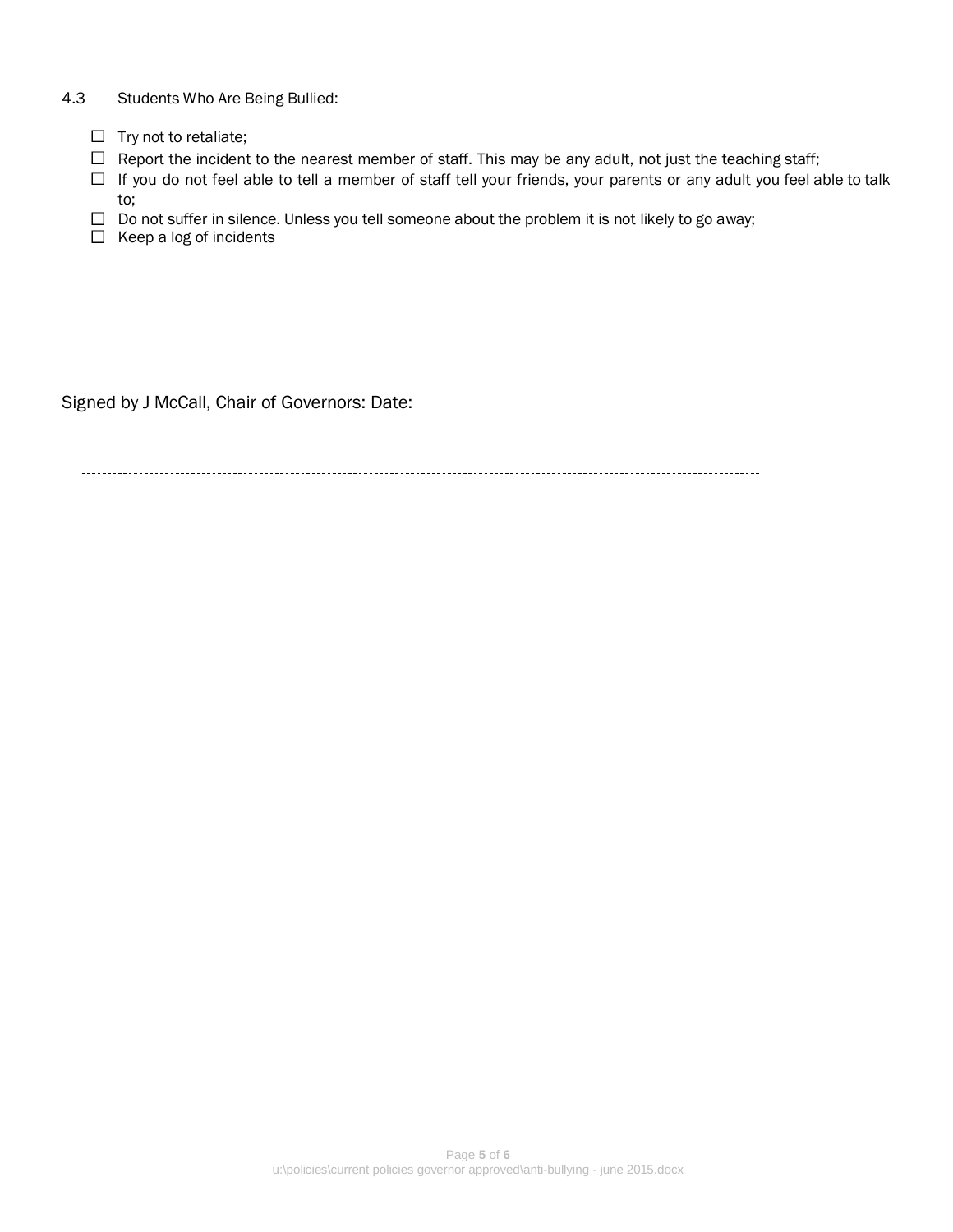4.3 Students Who Are Being Bullied:

- ☐ Try not to retaliate;
- ☐ Report the incident to the nearest member of staff. This may be any adult, not just the teaching staff;
- ☐ If you do not feel able to tell a member of staff tell your friends, your parents or any adult you feel able to talk to;
- ☐ Do not suffer in silence. Unless you tell someone about the problem it is not likely to go away;
- ☐ Keep a log of incidents

---

Signed by J McCall, Chair of Governors: Date:

---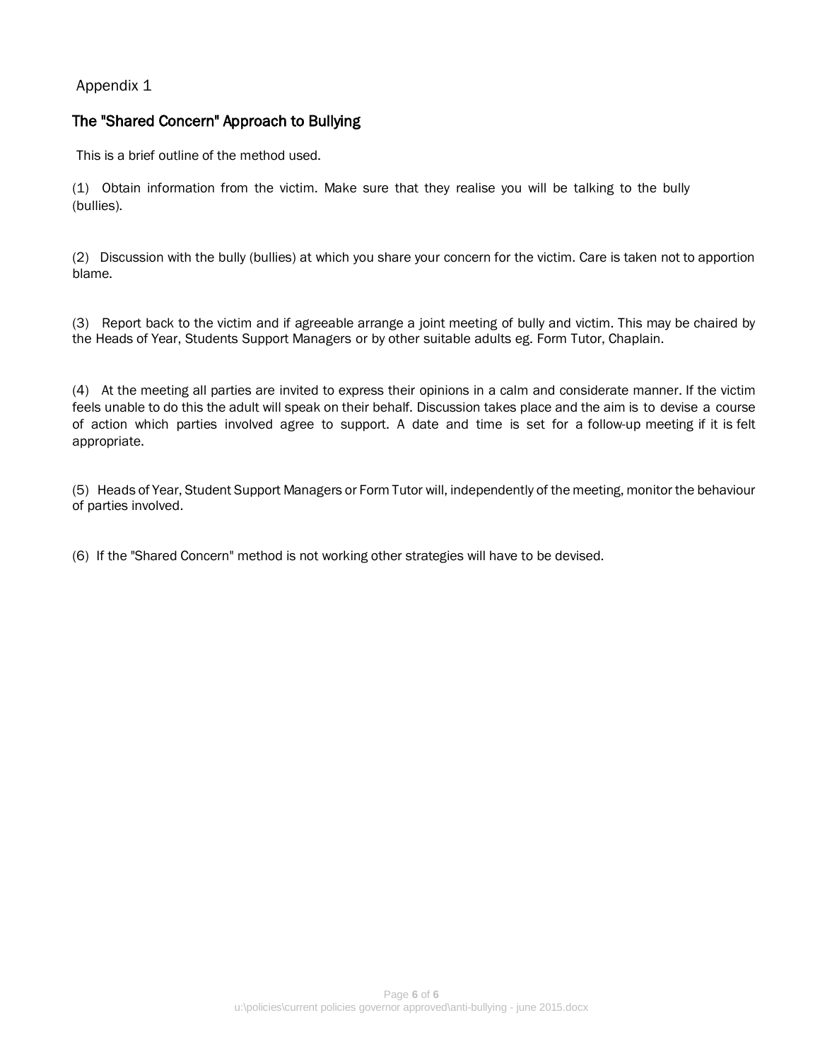Appendix 1

## The "Shared Concern" Approach to Bullying

This is a brief outline of the method used.

(1) Obtain information from the victim. Make sure that they realise you will be talking to the bully (bullies).

(2) Discussion with the bully (bullies) at which you share your concern for the victim. Care is taken not to apportion blame.

(3) Report back to the victim and if agreeable arrange a joint meeting of bully and victim. This may be chaired by the Heads of Year, Students Support Managers or by other suitable adults eg. Form Tutor, Chaplain.

(4) At the meeting all parties are invited to express their opinions in a calm and considerate manner. If the victim feels unable to do this the adult will speak on their behalf. Discussion takes place and the aim is to devise a course of action which parties involved agree to support. A date and time is set for a follow-up meeting if it is felt appropriate.

(5) Heads of Year, Student Support Managers or Form Tutor will, independently of the meeting, monitor the behaviour of parties involved.

(6) If the "Shared Concern" method is not working other strategies will have to be devised.